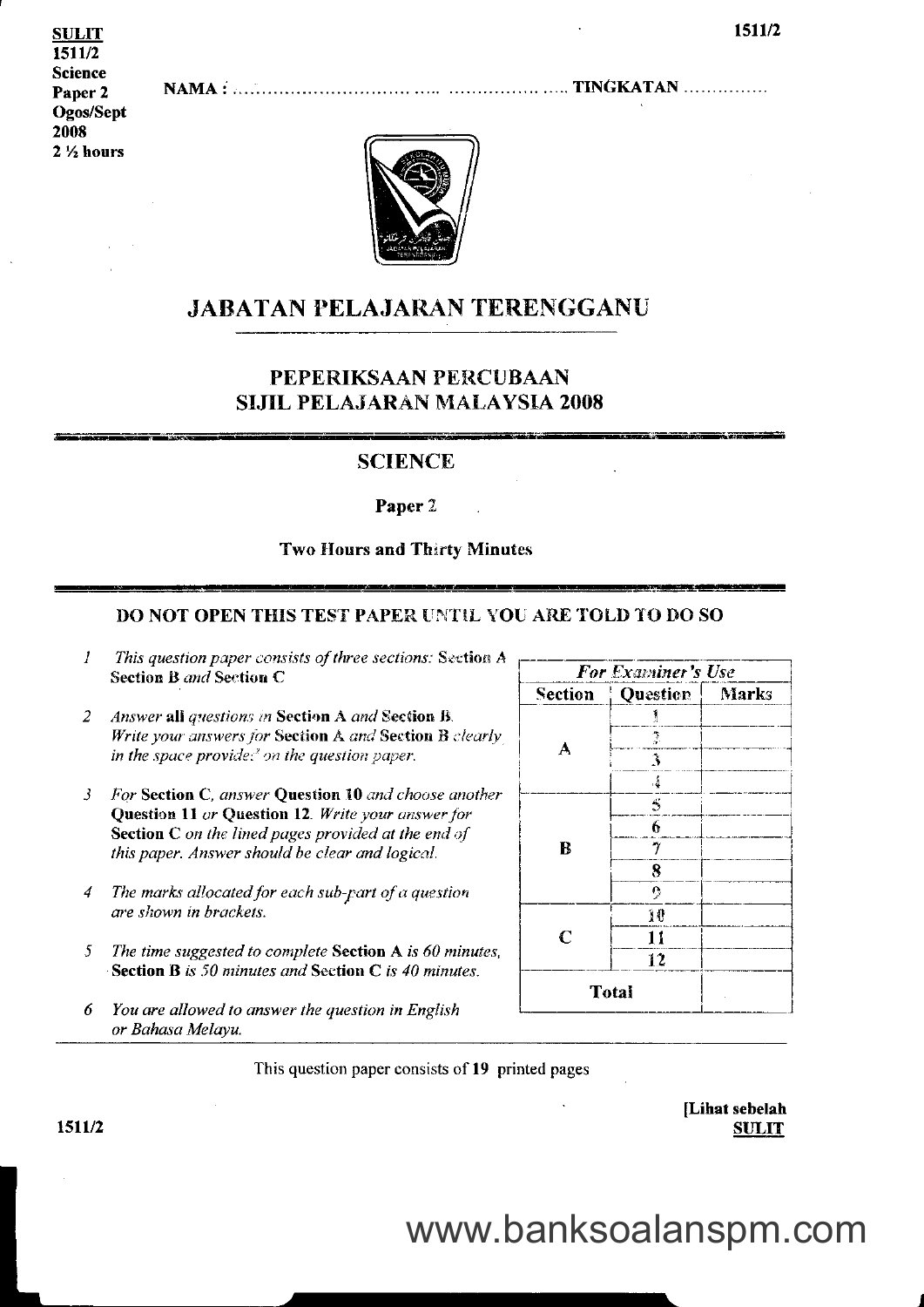SULIT
1511/2
Science
Paper 2
Ogos/Sept
2008
2 ½ hours

NAMA : ..................................................................... TINGKATAN ...............

# JABATAN PELAJARAN TERENGGANU

## PEPERIKSAAN PERCUBAAN
## SIJIL PELAJARAN MALAYSIA 2008

## SCIENCE

**Paper 2**

**Two Hours and Thirty Minutes**

**DO NOT OPEN THIS TEST PAPER UNTIL YOU ARE TOLD TO DO SO**

1. *This question paper consists of three sections:* **Section A Section B** *and* **Section C**

2. *Answer* **all** *questions in* **Section A** *and* **Section B**. *Write your answers for* **Section A** *and* **Section B** *clearly in the space provided on the question paper.*

3. *For* **Section C**, *answer* **Question 10** *and choose another* **Question 11** *or* **Question 12**. *Write your answer for* **Section C** *on the lined pages provided at the end of this paper. Answer should be clear and logical.*

4. *The marks allocated for each sub-part of a question are shown in brackets.*

5. *The time suggested to complete* **Section A** *is 60 minutes,* **Section B** *is 50 minutes and* **Section C** *is 40 minutes.*

6. *You are allowed to answer the question in English or Bahasa Melayu.*

| *For Examiner's Use* | | |
|---|---|---|
| **Section** | **Question** | **Marks** |
| A | 1 | |
| | 2 | |
| | 3 | |
| | 4 | |
| B | 5 | |
| | 6 | |
| | 7 | |
| | 8 | |
| | 9 | |
| C | 10 | |
| | 11 | |
| | 12 | |
| **Total** | | |

This question paper consists of 19 printed pages

[Lihat sebelah
**SULIT**

www.banksoalanspm.com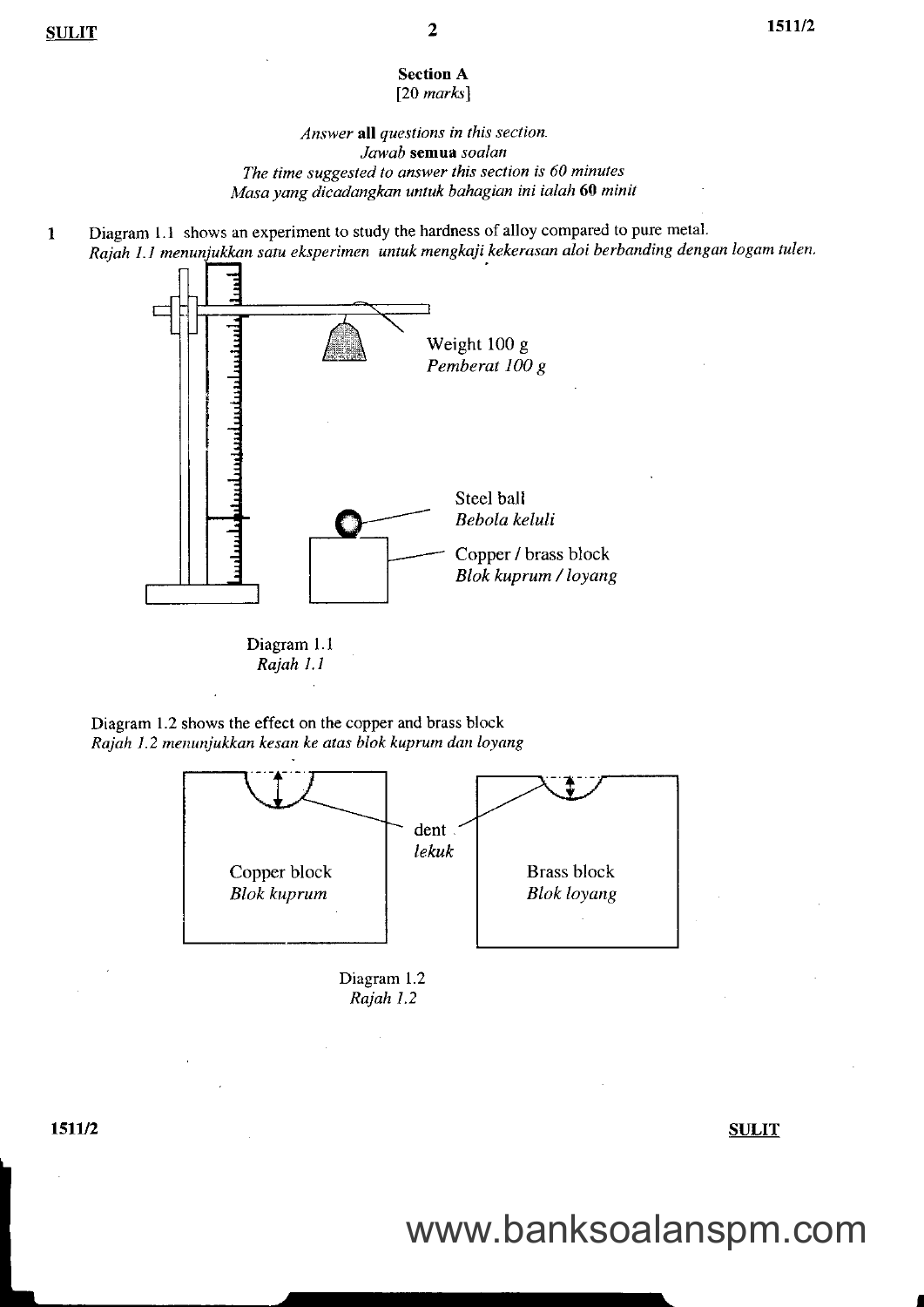## Section A
[20 *marks*]

*Answer* **all** *questions in this section.*
*Jawab* **semua** *soalan*
*The time suggested to answer this section is 60 minutes*
*Masa yang dicadangkan untuk bahagian ini ialah* **60** *minit*

1 Diagram 1.1 shows an experiment to study the hardness of alloy compared to pure metal.
*Rajah 1.1 menunjukkan satu eksperimen untuk mengkaji kekerasan aloi berbanding dengan logam tulen.*

Weight 100 g
*Pemberat 100 g*

Steel ball
*Bebola keluli*

Copper / brass block
*Blok kuprum / loyang*

Diagram 1.1
*Rajah 1.1*

Diagram 1.2 shows the effect on the copper and brass block
*Rajah 1.2 menunjukkan kesan ke atas blok kuprum dan loyang*

dent
*lekuk*

Copper block
*Blok kuprum*

Brass block
*Blok loyang*

Diagram 1.2
*Rajah 1.2*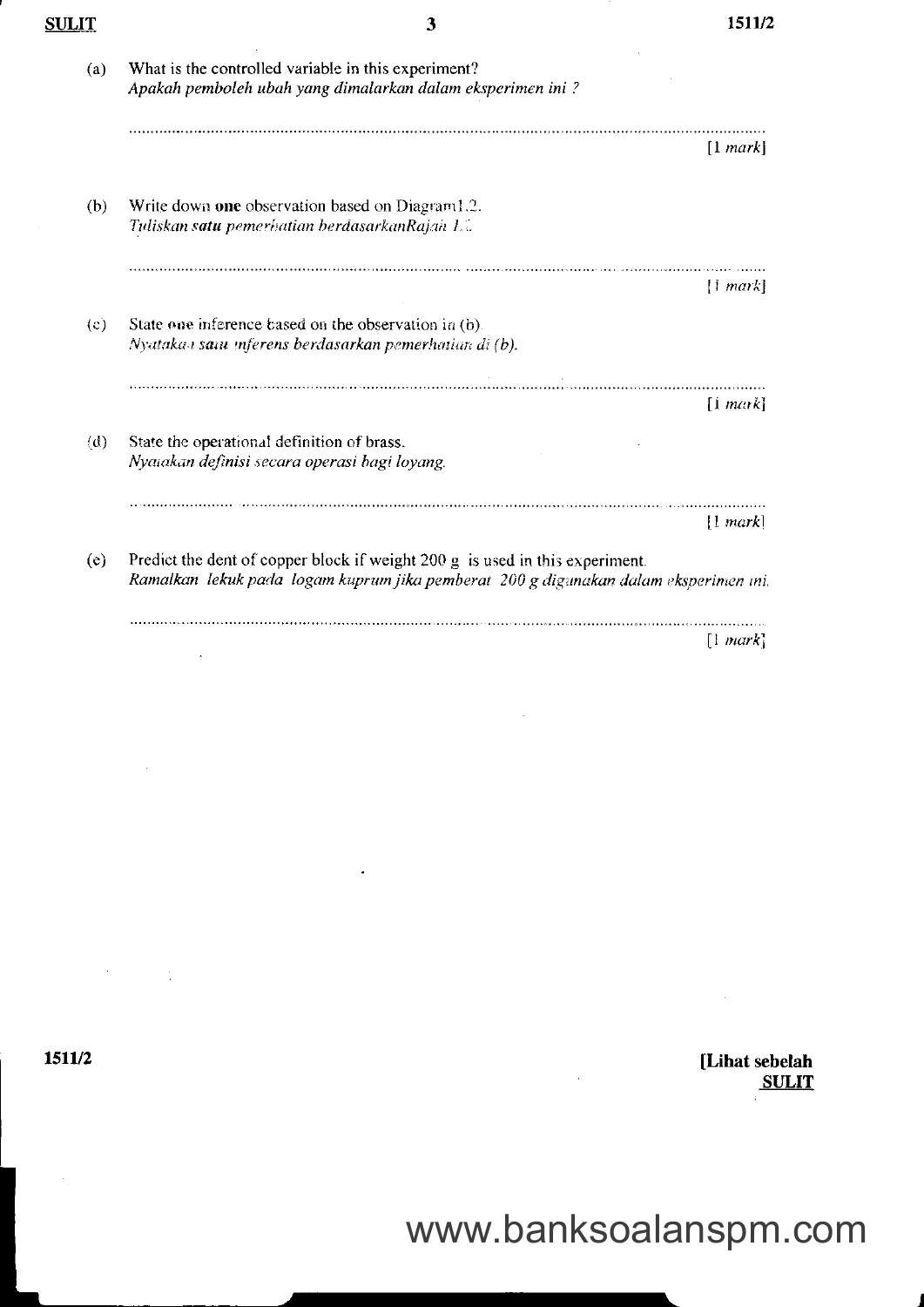(a) What is the controlled variable in this experiment?
*Apakah pemboleh ubah yang dimalarkan dalam eksperimen ini ?*

..........................................................................................................................................

[1 *mark*]

(b) Write down **one** observation based on Diagram1.2.
*Tuliskan **satu** pemerhatian berdasarkanRajah 1.2.*

..........................................................................................................................................

[1 *mark*]

(c) State **one** inference based on the observation in (b).
*Nyatakan satu inferens berdasarkan pemerhatian di (b).*

..........................................................................................................................................

[1 *mark*]

(d) State the operational definition of brass.
*Nyatakan definisi secara operasi bagi loyang.*

..........................................................................................................................................

[1 *mark*]

(e) Predict the dent of copper block if weight 200 g is used in this experiment.
*Ramalkan lekuk pada logam kuprum jika pemberat 200 g digunakan dalam eksperimen ini.*

..........................................................................................................................................

[1 *mark*]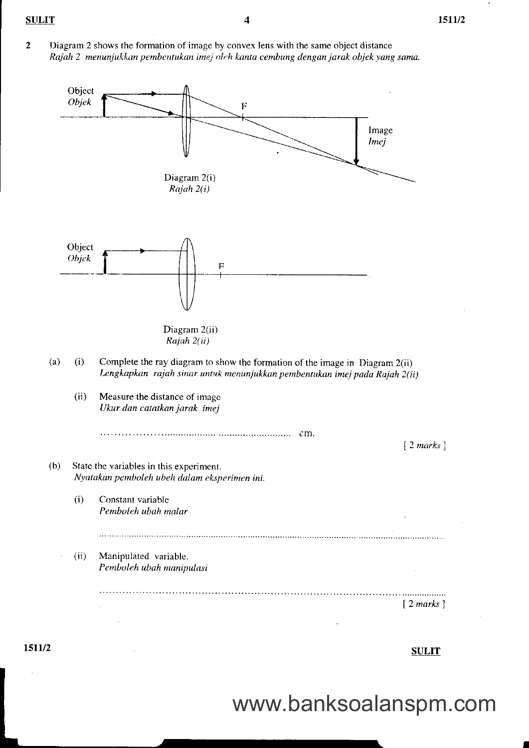**2** Diagram 2 shows the formation of image by convex lens with the same object distance
*Rajah 2 menunjukkan pembentukan imej oleh kanta cembung dengan jarak objek yang sama.*

Diagram 2(i)
*Rajah 2(i)*

Diagram 2(ii)
*Rajah 2(ii)*

(a) (i) Complete the ray diagram to show the formation of the image in Diagram 2(ii)
*Lengkapkan rajah sinar untuk menunjukkan pembentukan imej pada Rajah 2(ii)*

(ii) Measure the distance of image
*Ukur dan catatkan jarak imej*

.................................................................. cm.

[ 2 *marks* ]

(b) State the variables in this experiment.
*Nyatakan pemboleh ubah dalam eksperimen ini.*

(i) Constant variable
*Pemboleh ubah malar*

..................................................................................................................................

(ii) Manipulated variable.
*Pemboleh ubah manipulasi*

..................................................................................................................................

[ 2 *marks* ]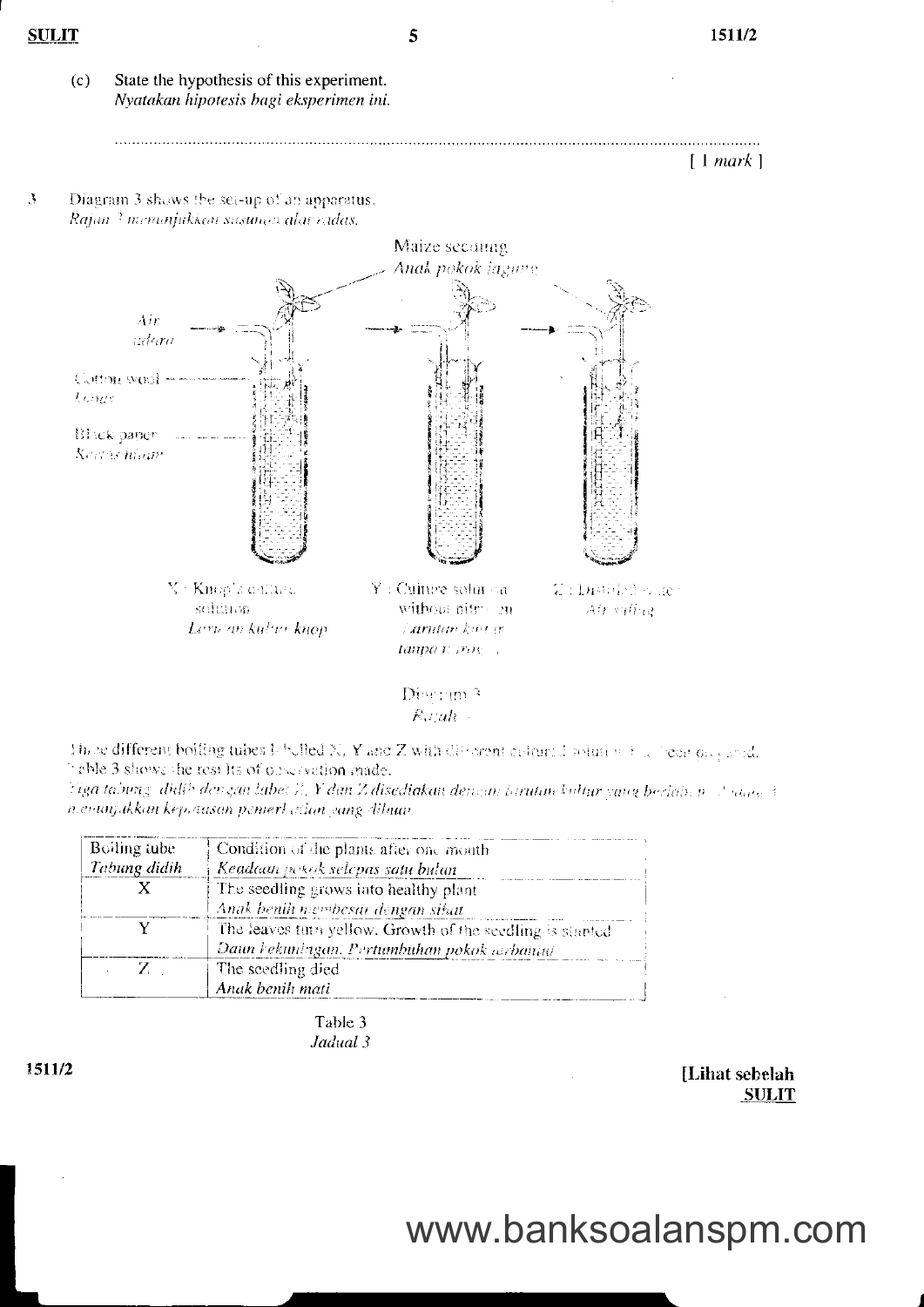(c) State the hypothesis of this experiment.
*Nyatakan hipotesis bagi eksperimen ini.*

..........................................................................................................................................

[ 1 *mark* ]

3 Diagram 3 shows the set-up of an apparatus.
*Rajah 3 menunjukkan susunan alat radas.*

Maize seedling
*Anak pokok jagung*

Air
*udara*

Cotton wool
*Kapas*

Black paper
*Kertas hitam*

X : Knop's culture solution
*Larutan kultur knop*

Y : Culture solution without nitrogen
*Larutan kultur tanpa nitrogen*

Z : Distilled water
*Air suling*

Diagram 3
*Rajah 3*

Three different boiling tubes labelled X, Y and Z with different cultured solution have been prepared. Table 3 shows the results of observation made.
*Tiga tabung didih dengan label X, Y dan Z disediakan dengan larutan kultur yang berlainan. Jadual 3 menunjukkan keputusan pemerhatian yang dibuat.*

| Boiling tube<br>*Tabung didih* | Condition of the plants after one month<br>*Keadaan pokok selepas satu bulan* |
|---|---|
| X | The seedling grows into healthy plant<br>*Anak benih membesar dengan sihat* |
| Y | The leaves turn yellow. Growth of the seedling is stunted<br>*Daun kekuningan. Pertumbuhan pokok terbantut* |
| Z | The seedling died<br>*Anak benih mati* |

Table 3
*Jadual 3*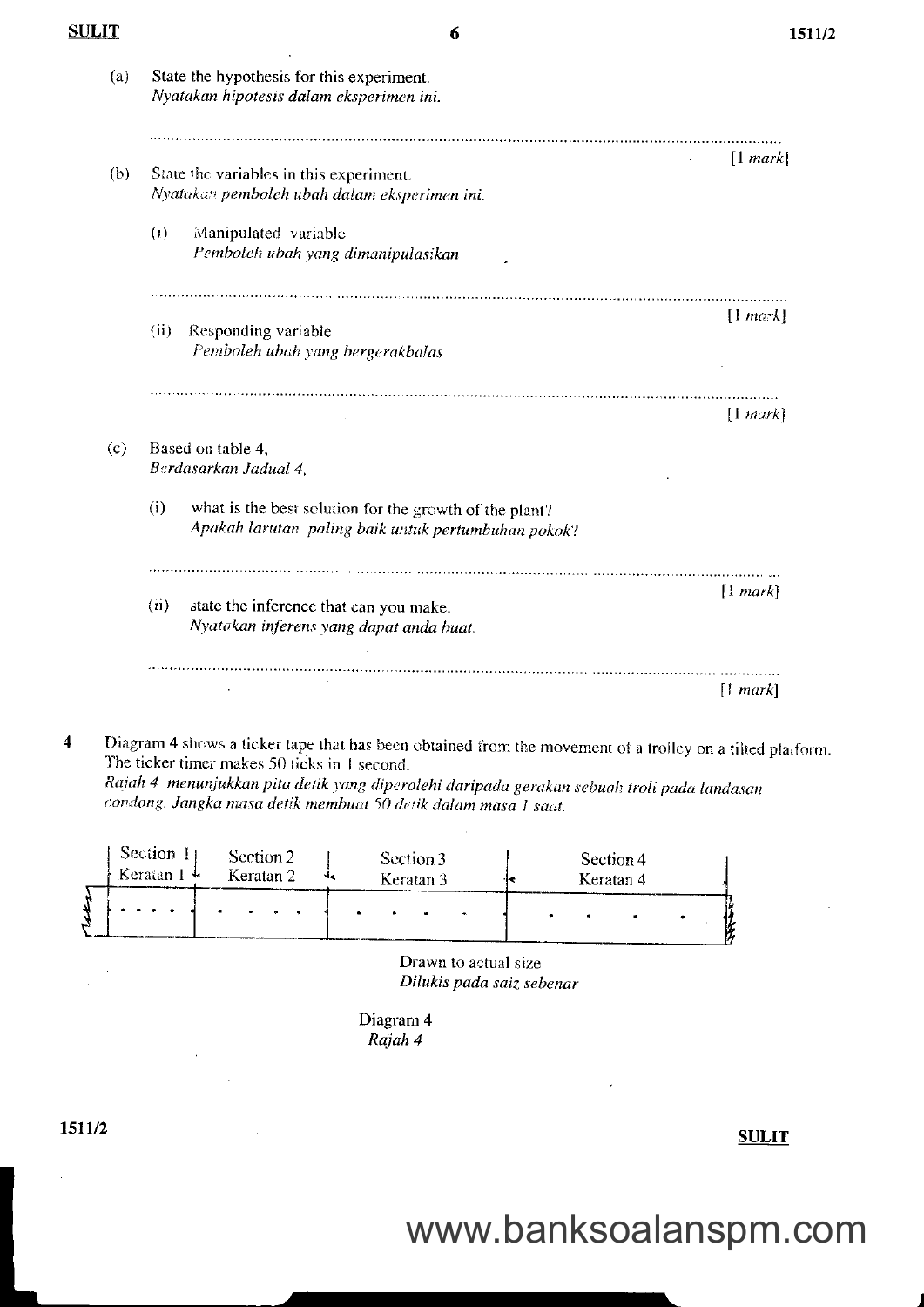(a) State the hypothesis for this experiment.
*Nyatakan hipotesis dalam eksperimen ini.*

..............................................................................................................................................

[1 *mark*]

(b) State the variables in this experiment.
*Nyatakan pemboleh ubah dalam eksperimen ini.*

(i) Manipulated variable
*Pemboleh ubah yang dimanipulasikan*

..............................................................................................................................................

[1 *mark*]

(ii) Responding variable
*Pemboleh ubah yang bergerakbalas*

..............................................................................................................................................

[1 *mark*]

(c) Based on table 4,
*Berdasarkan Jadual 4,*

(i) what is the best solution for the growth of the plant?
*Apakah larutan paling baik untuk pertumbuhan pokok?*

..............................................................................................................................................

[1 *mark*]

(ii) state the inference that can you make.
*Nyatakan inferens yang dapat anda buat.*

..............................................................................................................................................

[1 *mark*]

**4** Diagram 4 shows a ticker tape that has been obtained from the movement of a trolley on a tilted platform. The ticker timer makes 50 ticks in 1 second.
*Rajah 4 menunjukkan pita detik yang diperolehi daripada gerakan sebuah troli pada landasan condong. Jangka masa detik membuat 50 detik dalam masa 1 saat.*

| Section 1 / *Keratan 1* | Section 2 / *Keratan 2* | Section 3 / *Keratan 3* | Section 4 / *Keratan 4* |
|---|---|---|---|
| • • • • | • • • • | • • • • | • • • • |

Drawn to actual size
*Dilukis pada saiz sebenar*

Diagram 4
*Rajah 4*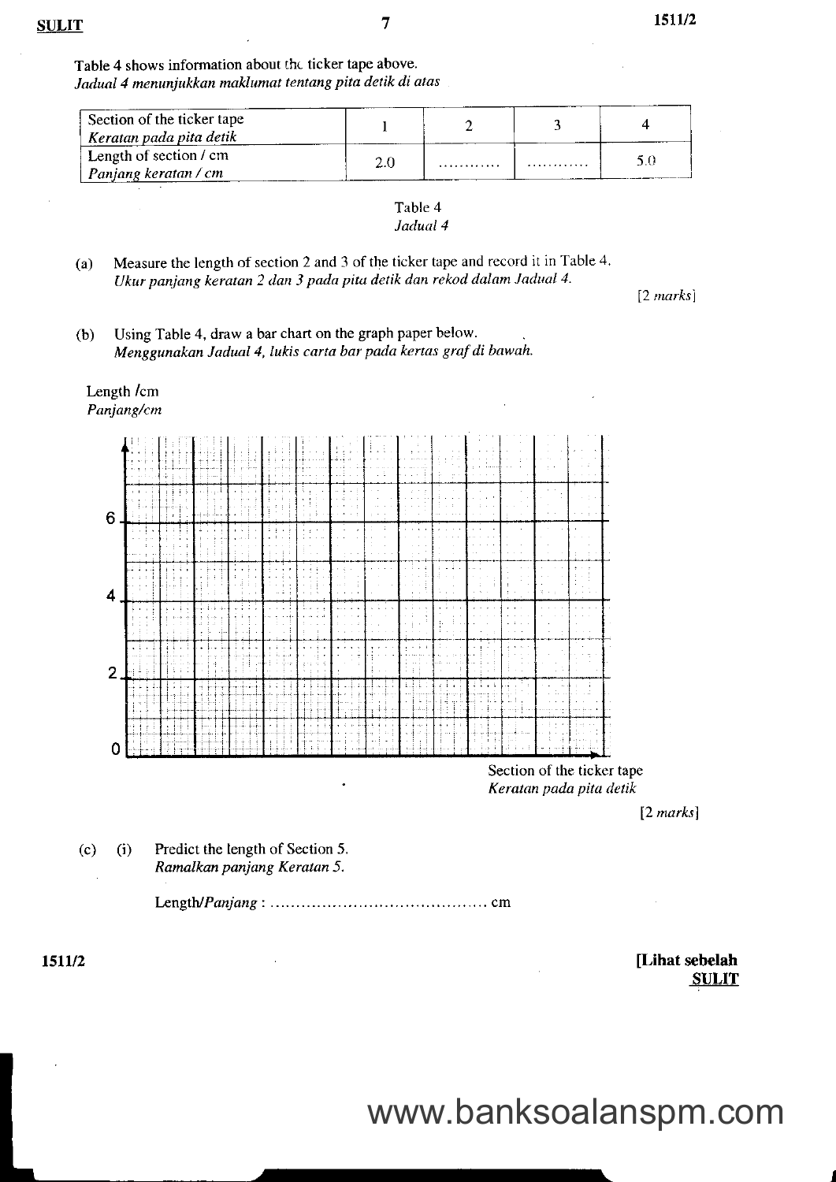Table 4 shows information about the ticker tape above.
*Jadual 4 menunjukkan maklumat tentang pita detik di atas*

| Section of the ticker tape<br>*Keratan pada pita detik* | 1 | 2 | 3 | 4 |
|---|---|---|---|---|
| Length of section / cm<br>*Panjang keratan / cm* | 2.0 | ............ | ............ | 5.0 |

Table 4
*Jadual 4*

(a) Measure the length of section 2 and 3 of the ticker tape and record it in Table 4.
*Ukur panjang keratan 2 dan 3 pada pita detik dan rekod dalam Jadual 4.*

[2 *marks*]

(b) Using Table 4, draw a bar chart on the graph paper below.
*Menggunakan Jadual 4, lukis carta bar pada kertas graf di bawah.*

Length /cm
*Panjang/cm*

6

4

2

0

Section of the ticker tape
*Keratan pada pita detik*

[2 *marks*]

(c) (i) Predict the length of Section 5.
*Ramalkan panjang Keratan 5.*

Length/*Panjang* : ........................................... cm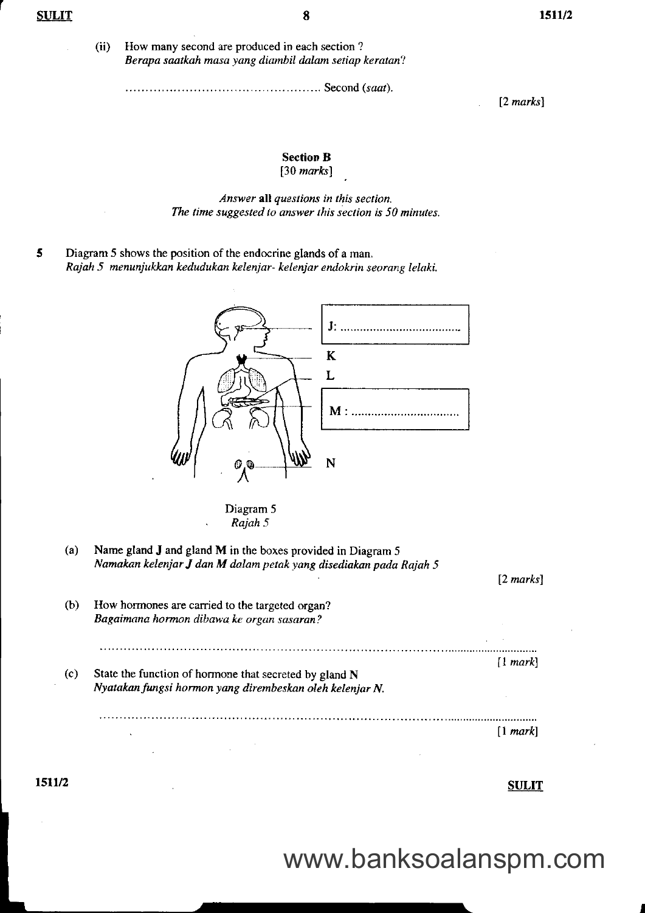(ii) How many second are produced in each section ?
*Berapa saatkah masa yang diambil dalam setiap keratan?*

.................................................. Second (*saat*).

[2 *marks*]

## Section B
[30 *marks*]

*Answer* **all** *questions in this section.*
*The time suggested to answer this section is 50 minutes.*

**5** Diagram 5 shows the position of the endocrine glands of a man.
*Rajah 5 menunjukkan kedudukan kelenjar- kelenjar endokrin seorang lelaki.*

J: ......................................

K

L

M : ...................................

N

Diagram 5
*Rajah 5*

(a) Name gland **J** and gland **M** in the boxes provided in Diagram 5
*Namakan kelenjar **J** dan **M** dalam petak yang disediakan pada Rajah 5*

[2 *marks*]

(b) How hormones are carried to the targeted organ?
*Bagaimana hormon dibawa ke organ sasaran?*

..........................................................................................................................

[1 *mark*]

(c) State the function of hormone that secreted by gland **N**
*Nyatakan fungsi hormon yang dirembeskan oleh kelenjar **N**.*

..........................................................................................................................

[1 *mark*]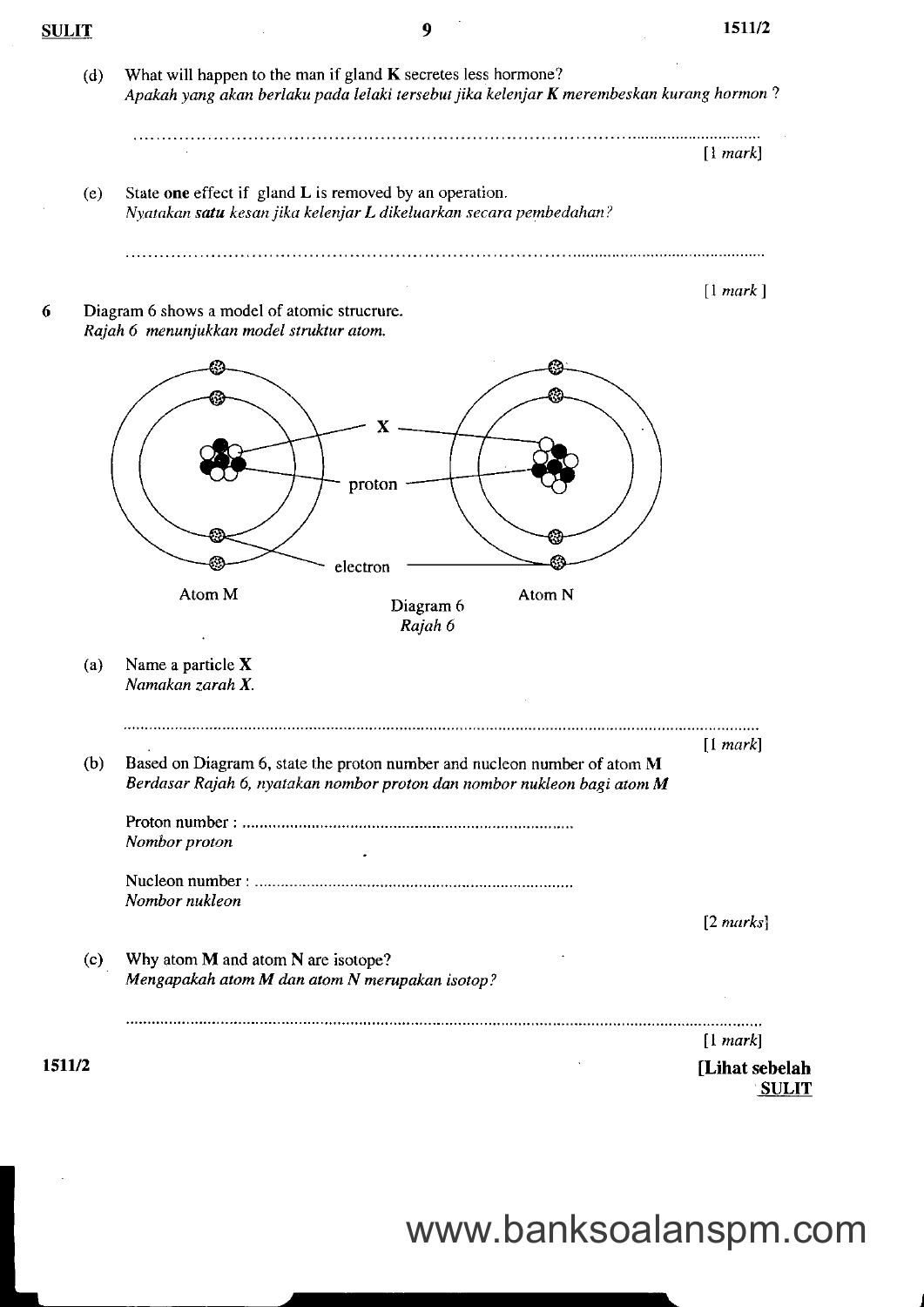(d) What will happen to the man if gland **K** secretes less hormone?
*Apakah yang akan berlaku pada lelaki tersebut jika kelenjar **K** merembeskan kurang hormon ?*

..............................................................................................................................

[1 *mark*]

(e) State **one** effect if gland **L** is removed by an operation.
*Nyatakan **satu** kesan jika kelenjar **L** dikeluarkan secara pembedahan?*

..............................................................................................................................

[1 *mark* ]

**6** Diagram 6 shows a model of atomic strucrure.
*Rajah 6 menunjukkan model struktur atom.*

Atom M — X — proton — electron — Atom N

Diagram 6
*Rajah 6*

(a) Name a particle **X**
*Namakan zarah **X**.*

..............................................................................................................................

[1 *mark*]

(b) Based on Diagram 6, state the proton number and nucleon number of atom **M**
*Berdasar Rajah 6, nyatakan nombor proton dan nombor nukleon bagi atom **M***

Proton number : ..............................................................................
*Nombor proton*

Nucleon number : ............................................................................
*Nombor nukleon*

[2 *marks*]

(c) Why atom **M** and atom **N** are isotope?
*Mengapakah atom **M** dan atom **N** merupakan isotop?*

..............................................................................................................................

[1 *mark*]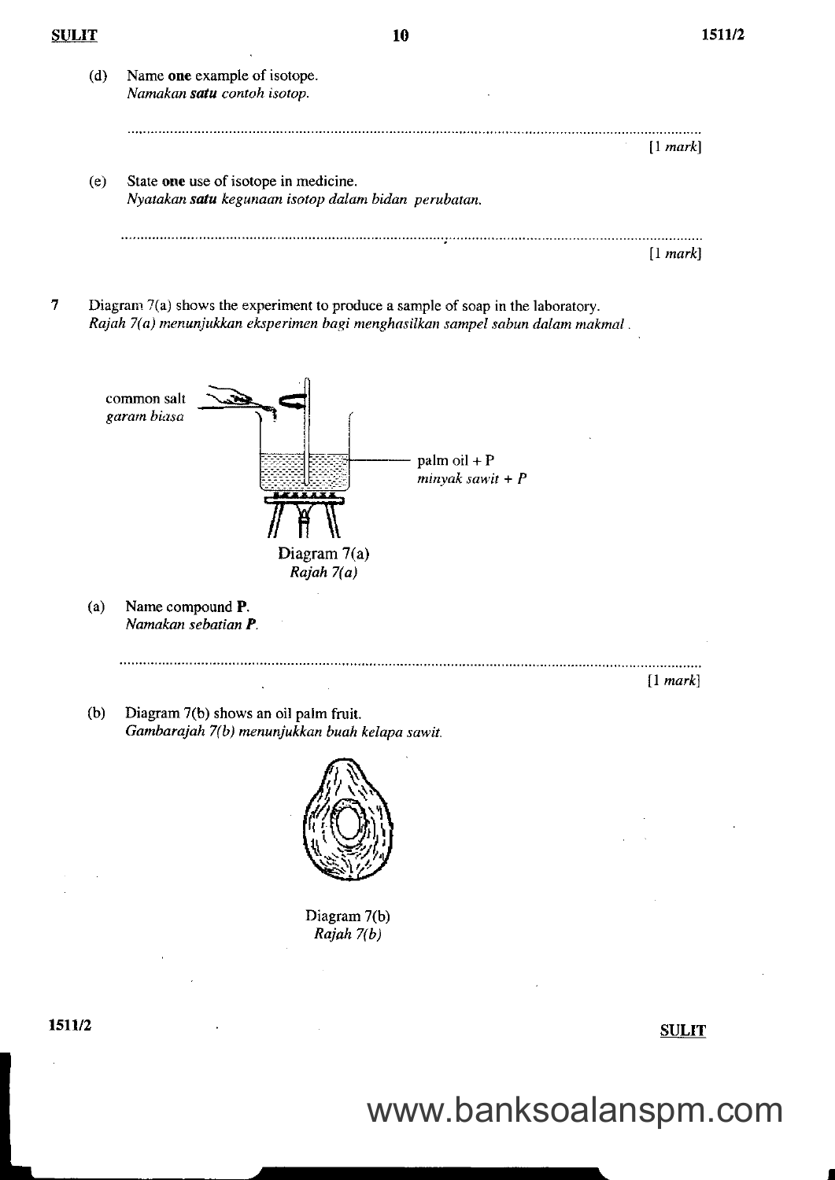(d) Name **one** example of isotope.
*Namakan **satu** contoh isotop.*

..........................................................................................................................................................

[1 *mark*]

(e) State **one** use of isotope in medicine.
*Nyatakan **satu** kegunaan isotop dalam bidan perubatan.*

..........................................................................................................................................................

[1 *mark*]

**7** Diagram 7(a) shows the experiment to produce a sample of soap in the laboratory.
*Rajah 7(a) menunjukkan eksperimen bagi menghasilkan sampel sabun dalam makmal.*

common salt
*garam biasa*

palm oil + P
*minyak sawit + P*

Diagram 7(a)
*Rajah 7(a)*

(a) Name compound **P**.
*Namakan sebatian **P**.*

..........................................................................................................................................................

[1 *mark*]

(b) Diagram 7(b) shows an oil palm fruit.
*Gambarajah 7(b) menunjukkan buah kelapa sawit.*

Diagram 7(b)
*Rajah 7(b)*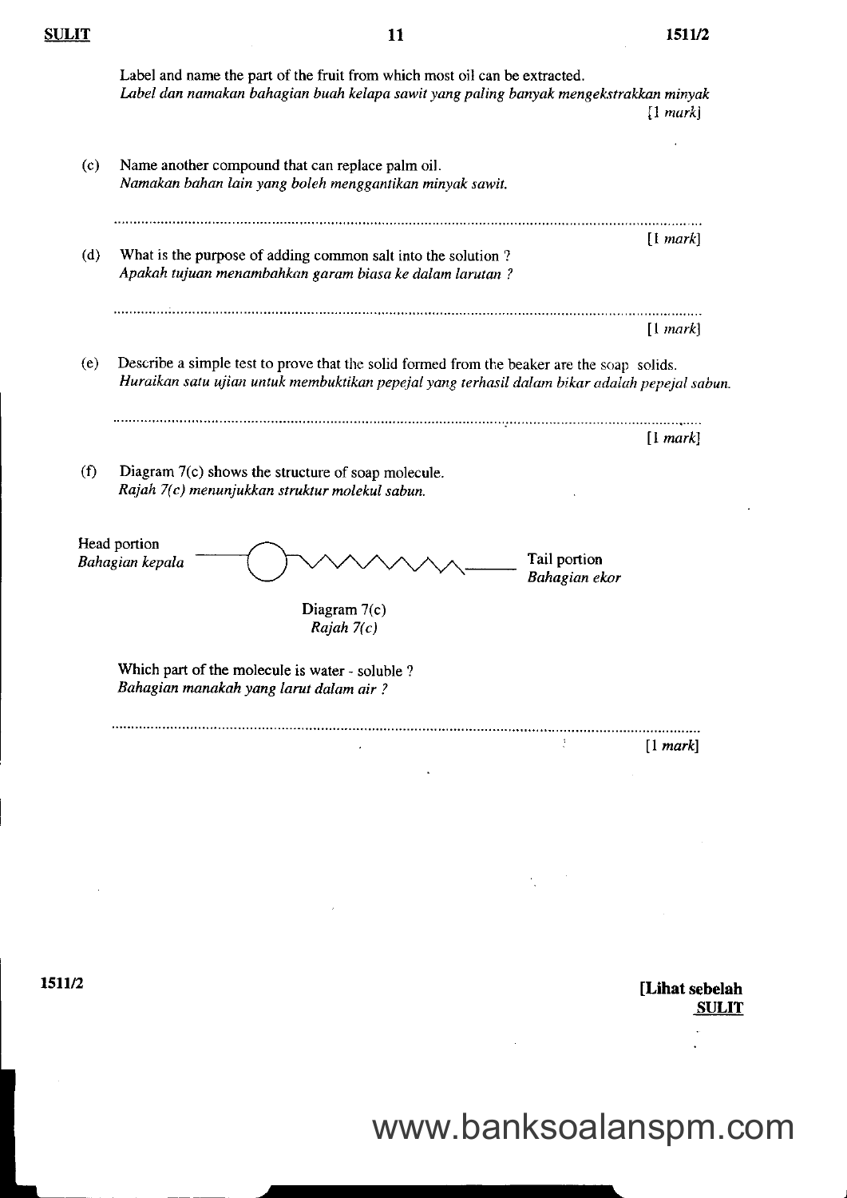Label and name the part of the fruit from which most oil can be extracted.
*Label dan namakan bahagian buah kelapa sawit yang paling banyak mengekstrakkan minyak*

[1 *mark*]

(c) Name another compound that can replace palm oil.
*Namakan bahan lain yang boleh menggantikan minyak sawit.*

..........................................................................................................................................

[1 *mark*]

(d) What is the purpose of adding common salt into the solution ?
*Apakah tujuan menambahkan garam biasa ke dalam larutan ?*

..........................................................................................................................................

[1 *mark*]

(e) Describe a simple test to prove that the solid formed from the beaker are the soap solids.
*Huraikan satu ujian untuk membuktikan pepejal yang terhasil dalam bikar adalah pepejal sabun.*

..........................................................................................................................................

[1 *mark*]

(f) Diagram 7(c) shows the structure of soap molecule.
*Rajah 7(c) menunjukkan struktur molekul sabun.*

Head portion
*Bahagian kepala*

Tail portion
*Bahagian ekor*

Diagram 7(c)
*Rajah 7(c)*

Which part of the molecule is water - soluble ?
*Bahagian manakah yang larut dalam air ?*

..........................................................................................................................................

[1 *mark*]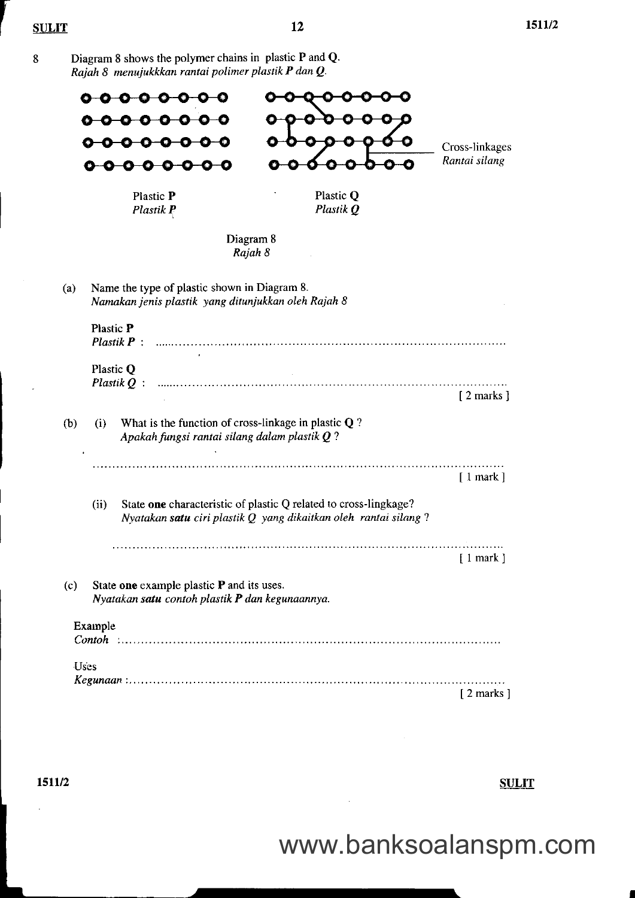8 Diagram 8 shows the polymer chains in plastic **P** and **Q**.
*Rajah 8 menujukkkan rantai polimer plastik **P** dan **Q**.*

Cross-linkages
*Rantai silang*

Plastic **P**
*Plastik **P***

Plastic **Q**
*Plastik **Q***

Diagram 8
*Rajah 8*

(a) Name the type of plastic shown in Diagram 8.
*Namakan jenis plastik yang ditunjukkan oleh Rajah 8*

Plastic **P**
*Plastik **P*** : ........................................................................................

Plastic **Q**
*Plastik **Q*** : ........................................................................................

[ 2 marks ]

(b) (i) What is the function of cross-linkage in plastic **Q** ?
*Apakah fungsi rantai silang dalam plastik **Q** ?*

........................................................................................................

[ 1 mark ]

(ii) State **one** characteristic of plastic Q related to cross-lingkage?
*Nyatakan **satu** ciri plastik Q yang dikaitkan oleh rantai silang ?*

........................................................................................................

[ 1 mark ]

(c) State **one** example plastic **P** and its uses.
*Nyatakan **satu** contoh plastik **P** dan kegunaannya.*

Example
*Contoh* :........................................................................................................

Uses
*Kegunaan* :....................................................................................................

[ 2 marks ]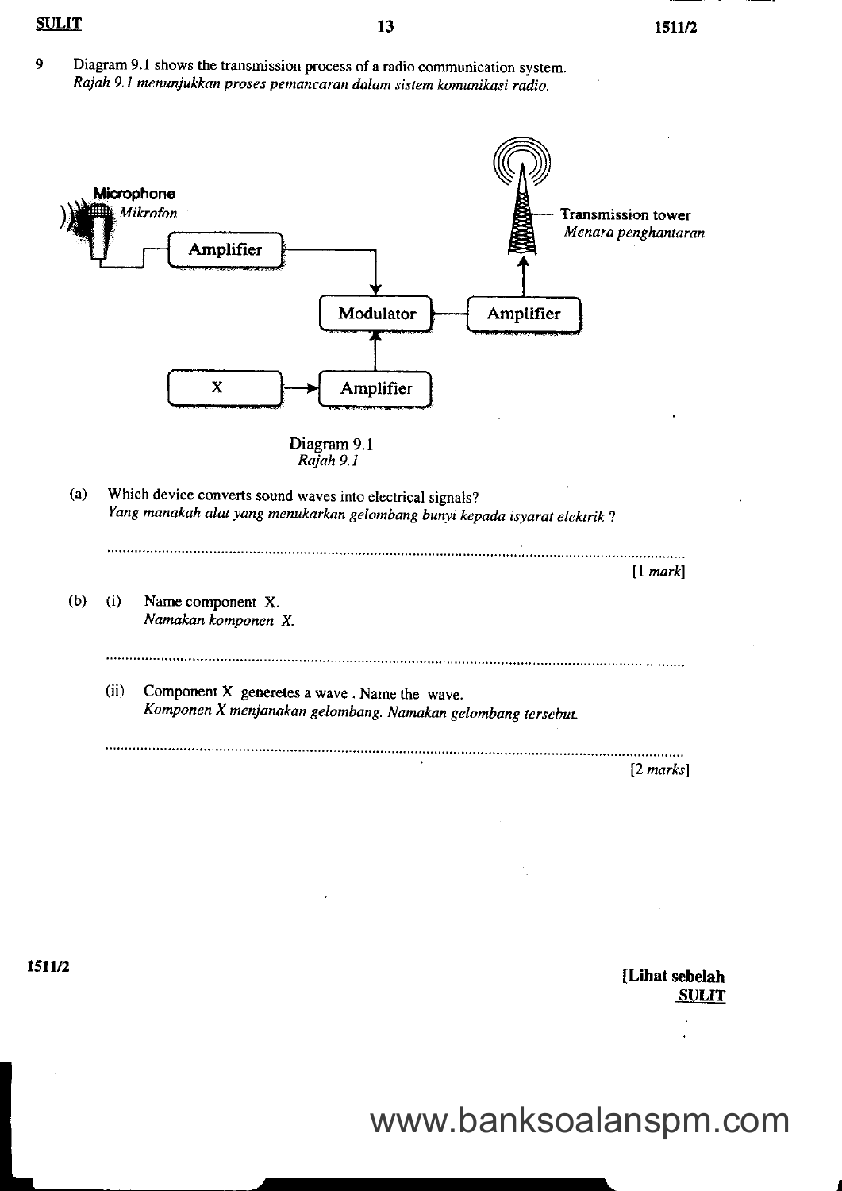9 Diagram 9.1 shows the transmission process of a radio communication system.
*Rajah 9.1 menunjukkan proses pemancaran dalam sistem komunikasi radio.*

Microphone
*Mikrofon*

Amplifier

Transmission tower
*Menara penghantaran*

Modulator

Amplifier

X

Amplifier

Diagram 9.1
*Rajah 9.1*

(a) Which device converts sound waves into electrical signals?
*Yang manakah alat yang menukarkan gelombang bunyi kepada isyarat elektrik ?*

..........................................................................................................................................

[1 *mark*]

(b) (i) Name component X.
*Namakan komponen X.*

..........................................................................................................................................

(ii) Component X generetes a wave . Name the wave.
*Komponen X menjanakan gelombang. Namakan gelombang tersebut.*

..........................................................................................................................................

[2 *marks*]

[Lihat sebelah
SULIT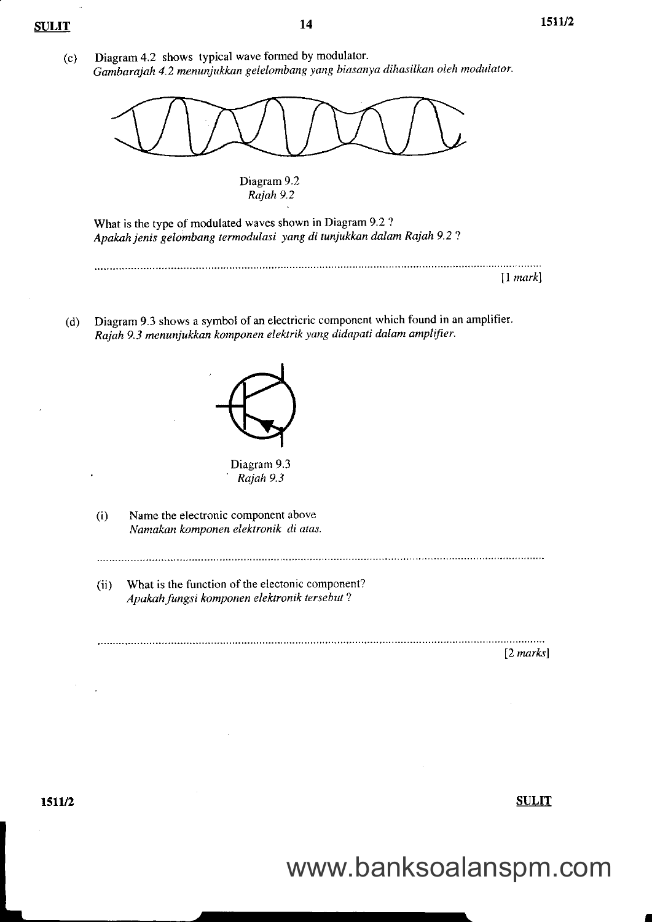(c) Diagram 4.2 shows typical wave formed by modulator.
*Gambarajah 4.2 menunjukkan gelelombang yang biasanya dihasilkan oleh modulator.*

Diagram 9.2
*Rajah 9.2*

What is the type of modulated waves shown in Diagram 9.2 ?
*Apakah jenis gelombang termodulasi yang di tunjukkan dalam Rajah 9.2 ?*

..............................................................................................................................................

[1 *mark*]

(d) Diagram 9.3 shows a symbol of an electricric component which found in an amplifier.
*Rajah 9.3 menunjukkan komponen elektrik yang didapati dalam amplifier.*

Diagram 9.3
*Rajah 9.3*

(i) Name the electronic component above
*Namakan komponen elektronik di atas.*

..............................................................................................................................................

(ii) What is the function of the electonic component?
*Apakah fungsi komponen elektronik tersebut ?*

..............................................................................................................................................

[2 *marks*]

www.banksoalanspm.com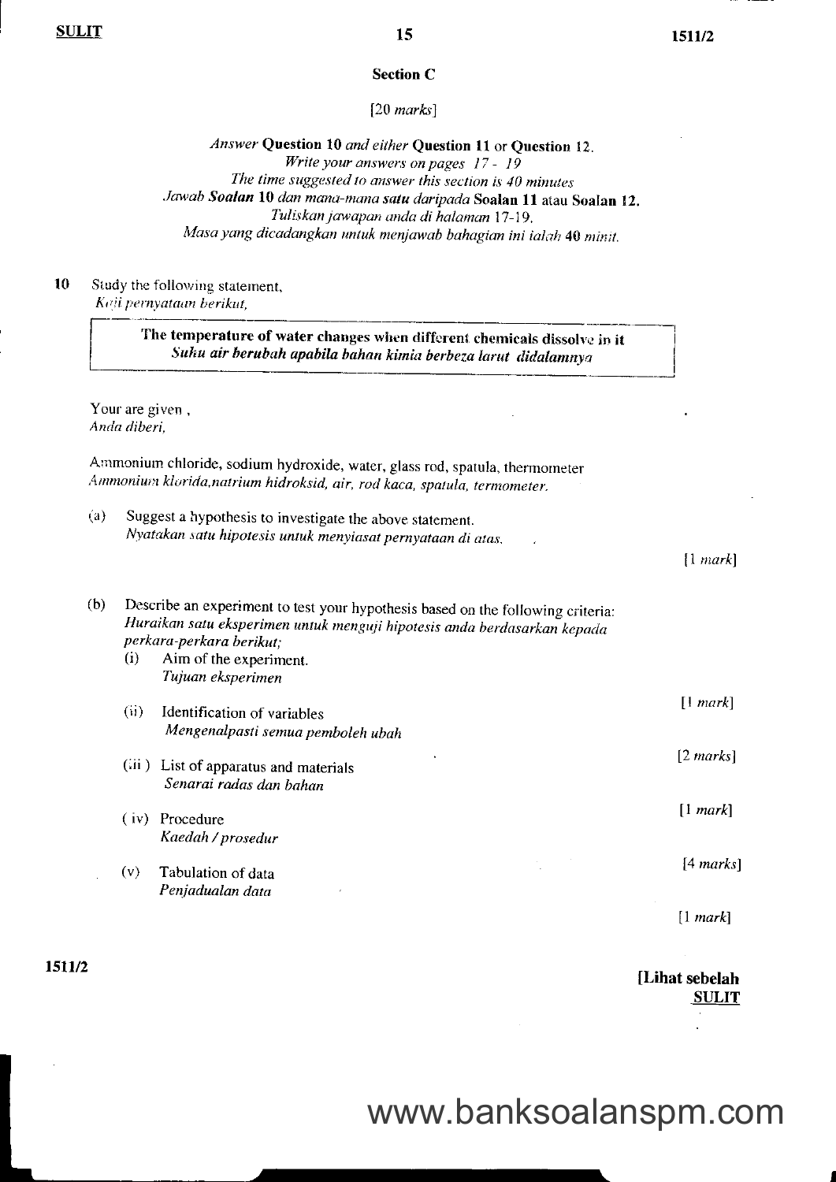## Section C

[20 *marks*]

*Answer* **Question 10** *and either* **Question 11** or **Question 12**.
*Write your answers on pages 17 - 19*
*The time suggested to answer this section is 40 minutes*
*Jawab* ***Soalan*** **10** *dan mana-mana* ***satu*** *daripada* **Soalan 11** atau **Soalan 12.**
*Tuliskan jawapan anda di halaman* 17-19.
*Masa yang dicadangkan untuk menjawab bahagian ini ialah* **40** *minit.*

**10** Study the following statement,
*Kaji pernyataan berikut,*

| **The temperature of water changes when different chemicals dissolve in it** ***Suhu air berubah apabila bahan kimia berbeza larut didalamnya*** |
|---|

Your are given ,
*Anda diberi,*

Ammonium chloride, sodium hydroxide, water, glass rod, spatula, thermometer
*Ammonium klorida,natrium hidroksid, air, rod kaca, spatula, termometer.*

(a) Suggest a hypothesis to investigate the above statement.
*Nyatakan satu hipotesis untuk menyiasat pernyataan di atas.*

[1 *mark*]

(b) Describe an experiment to test your hypothesis based on the following criteria:
*Huraikan satu eksperimen untuk menguji hipotesis anda berdasarkan kepada perkara-perkara berikut;*

(i) Aim of the experiment.
*Tujuan eksperimen*

[1 *mark*]

(ii) Identification of variables
*Mengenalpasti semua pemboleh ubah*

[2 *marks*]

(iii) List of apparatus and materials
*Senarai radas dan bahan*

[1 *mark*]

(iv) Procedure
*Kaedah / prosedur*

[4 *marks*]

(v) Tabulation of data
*Penjadualan data*

[1 *mark*]

**[Lihat sebelah**

www.banksoalanspm.com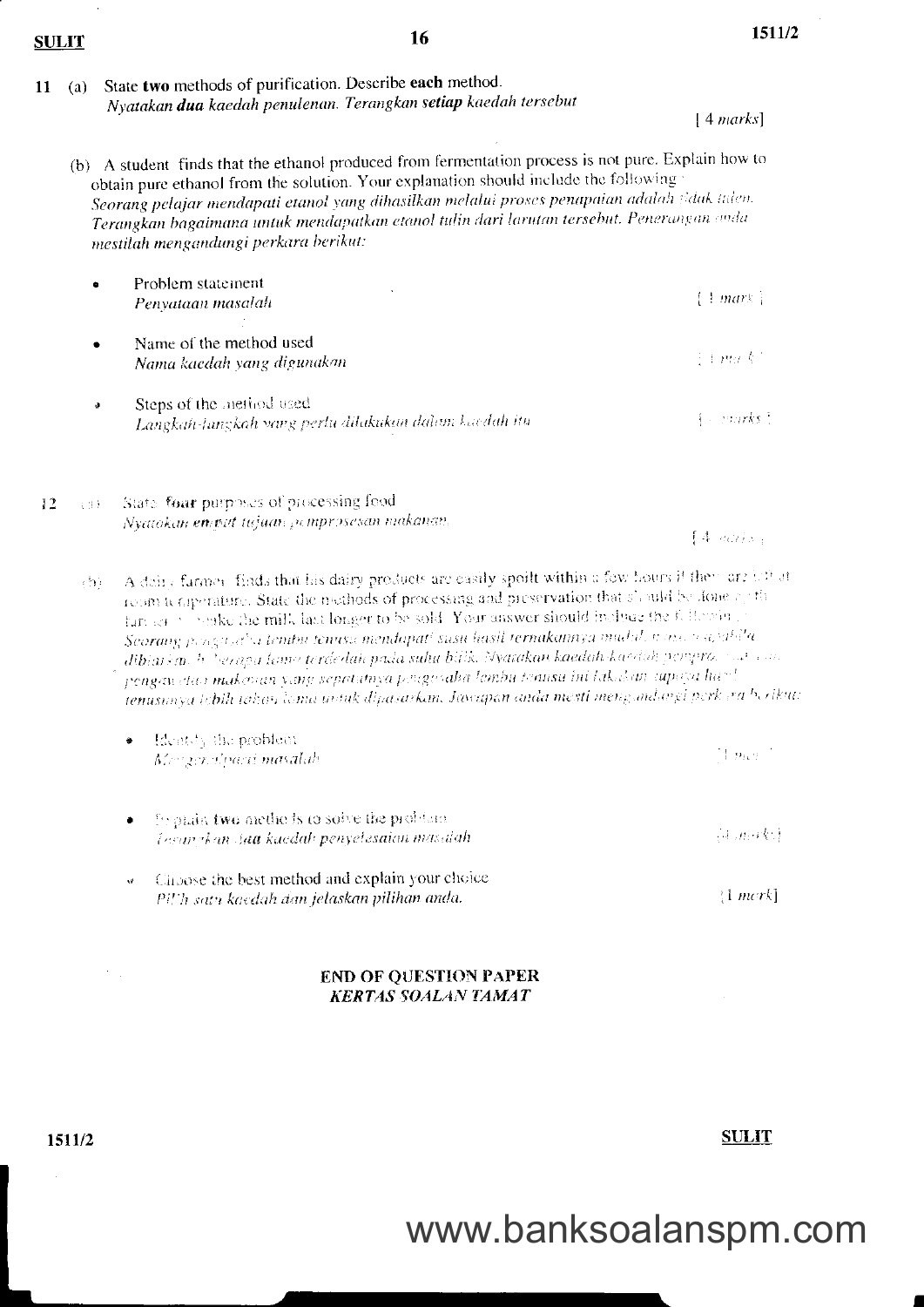11 (a) State **two** methods of purification. Describe **each** method.
*Nyatakan **dua** kaedah penulenan. Terangkan **setiap** kaedah tersebut*

[ 4 *marks*]

(b) A student finds that the ethanol produced from fermentation process is not pure. Explain how to obtain pure ethanol from the solution. Your explanation should include the following :
*Seorang pelajar mendapati etanol yang dihasilkan melalui proses penapaian adalah tidak tulen. Terangkan bagaimana untuk mendapatkan etanol tulin dari larutan tersebut. Penerangan anda mestilah mengandungi perkara berikut:*

- Problem statement
*Penyataan masalah* [ 1 *mark* ]

- Name of the method used
*Nama kaedah yang digunakan* [ 1 *mark* ]

- Steps of the method used
*Langkah-langkah yang perlu dilakukan dalam kaedah itu* [ 4 *marks* ]

12 (a) State **four** purposes of processing food
*Nyatakan **empat** tujuan pemprosesan makanan.*

[ 4 *marks* ]

(b) A dairy farmer finds that his dairy products are easily spoilt within a few hours if they are left at room temperature. State the methods of processing and preservation that should be done on the farmer's ... make the milk last longer to be sold. Your answer should include the following :
*Seorang penternak lembu tenusu mendapati susu hasil ternakannya mudah rosak apabila dibiarkan ... beberapa jam terdedah pada suhu bilik. Nyatakan kaedah-kaedah pemprosesan dan pengawetan makanan yang sepatutnya pengusaha lembu tenusu ini lakukan supaya hasil tenusunya lebih tahan lama untuk dipasarkan. Jawapan anda mesti mengandungi perkara berikut:*

- Identify the problem
*Mengenalpasti masalah* [1 *mark* ]

- Explain **two** methods to solve the problem
*Terangkan dua kaedah penyelesaian masalah* [4 *marks*]

- Choose the best method and explain your choice
*Pilih satu kaedah dan jelaskan pilihan anda.* [1 *mark*]

**END OF QUESTION PAPER**
***KERTAS SOALAN TAMAT***

www.banksoalanspm.com